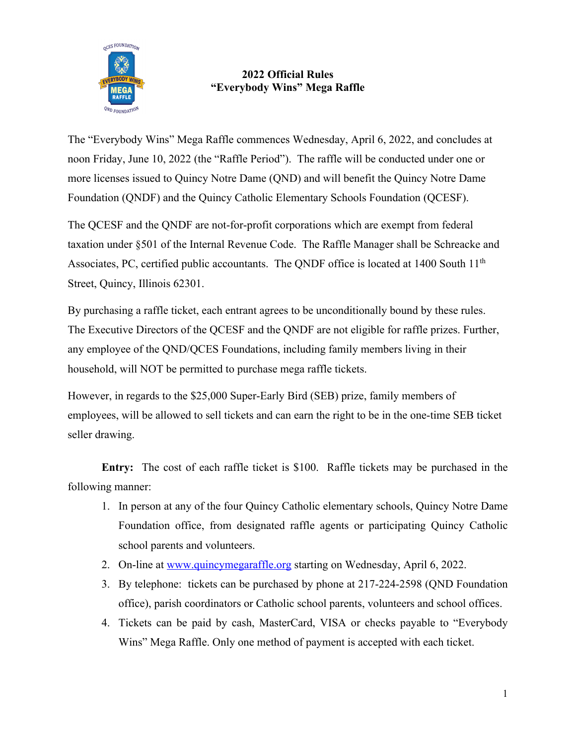# 2022 Official Rules
# "Everybody Wins" Mega Raffle

The "Everybody Wins" Mega Raffle commences Wednesday, April 6, 2022, and concludes at noon Friday, June 10, 2022 (the "Raffle Period"). The raffle will be conducted under one or more licenses issued to Quincy Notre Dame (QND) and will benefit the Quincy Notre Dame Foundation (QNDF) and the Quincy Catholic Elementary Schools Foundation (QCESF).

The QCESF and the QNDF are not-for-profit corporations which are exempt from federal taxation under §501 of the Internal Revenue Code. The Raffle Manager shall be Schreacke and Associates, PC, certified public accountants. The QNDF office is located at 1400 South 11th Street, Quincy, Illinois 62301.

By purchasing a raffle ticket, each entrant agrees to be unconditionally bound by these rules. The Executive Directors of the QCESF and the QNDF are not eligible for raffle prizes. Further, any employee of the QND/QCES Foundations, including family members living in their household, will NOT be permitted to purchase mega raffle tickets.

However, in regards to the $25,000 Super-Early Bird (SEB) prize, family members of employees, will be allowed to sell tickets and can earn the right to be in the one-time SEB ticket seller drawing.

**Entry:** The cost of each raffle ticket is $100. Raffle tickets may be purchased in the following manner:

1. In person at any of the four Quincy Catholic elementary schools, Quincy Notre Dame Foundation office, from designated raffle agents or participating Quincy Catholic school parents and volunteers.
2. On-line at [www.quincymegaraffle.org](http://www.quincymegaraffle.org) starting on Wednesday, April 6, 2022.
3. By telephone: tickets can be purchased by phone at 217-224-2598 (QND Foundation office), parish coordinators or Catholic school parents, volunteers and school offices.
4. Tickets can be paid by cash, MasterCard, VISA or checks payable to "Everybody Wins" Mega Raffle. Only one method of payment is accepted with each ticket.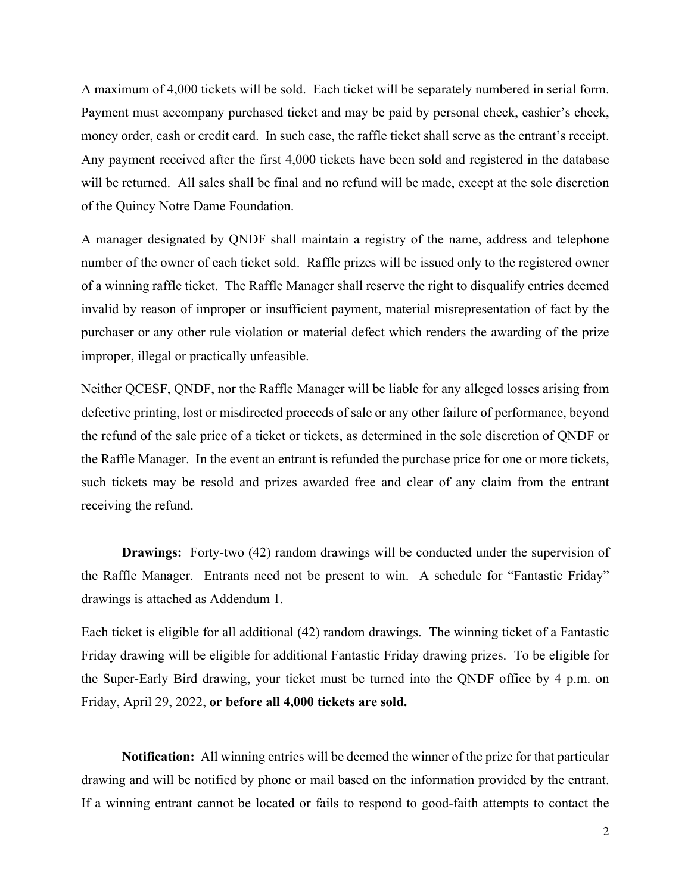A maximum of 4,000 tickets will be sold. Each ticket will be separately numbered in serial form. Payment must accompany purchased ticket and may be paid by personal check, cashier's check, money order, cash or credit card. In such case, the raffle ticket shall serve as the entrant's receipt. Any payment received after the first 4,000 tickets have been sold and registered in the database will be returned. All sales shall be final and no refund will be made, except at the sole discretion of the Quincy Notre Dame Foundation.

A manager designated by QNDF shall maintain a registry of the name, address and telephone number of the owner of each ticket sold. Raffle prizes will be issued only to the registered owner of a winning raffle ticket. The Raffle Manager shall reserve the right to disqualify entries deemed invalid by reason of improper or insufficient payment, material misrepresentation of fact by the purchaser or any other rule violation or material defect which renders the awarding of the prize improper, illegal or practically unfeasible.

Neither QCESF, QNDF, nor the Raffle Manager will be liable for any alleged losses arising from defective printing, lost or misdirected proceeds of sale or any other failure of performance, beyond the refund of the sale price of a ticket or tickets, as determined in the sole discretion of QNDF or the Raffle Manager. In the event an entrant is refunded the purchase price for one or more tickets, such tickets may be resold and prizes awarded free and clear of any claim from the entrant receiving the refund.

**Drawings:** Forty-two (42) random drawings will be conducted under the supervision of the Raffle Manager. Entrants need not be present to win. A schedule for "Fantastic Friday" drawings is attached as Addendum 1.

Each ticket is eligible for all additional (42) random drawings. The winning ticket of a Fantastic Friday drawing will be eligible for additional Fantastic Friday drawing prizes. To be eligible for the Super-Early Bird drawing, your ticket must be turned into the QNDF office by 4 p.m. on Friday, April 29, 2022, **or before all 4,000 tickets are sold.**

**Notification:** All winning entries will be deemed the winner of the prize for that particular drawing and will be notified by phone or mail based on the information provided by the entrant. If a winning entrant cannot be located or fails to respond to good-faith attempts to contact the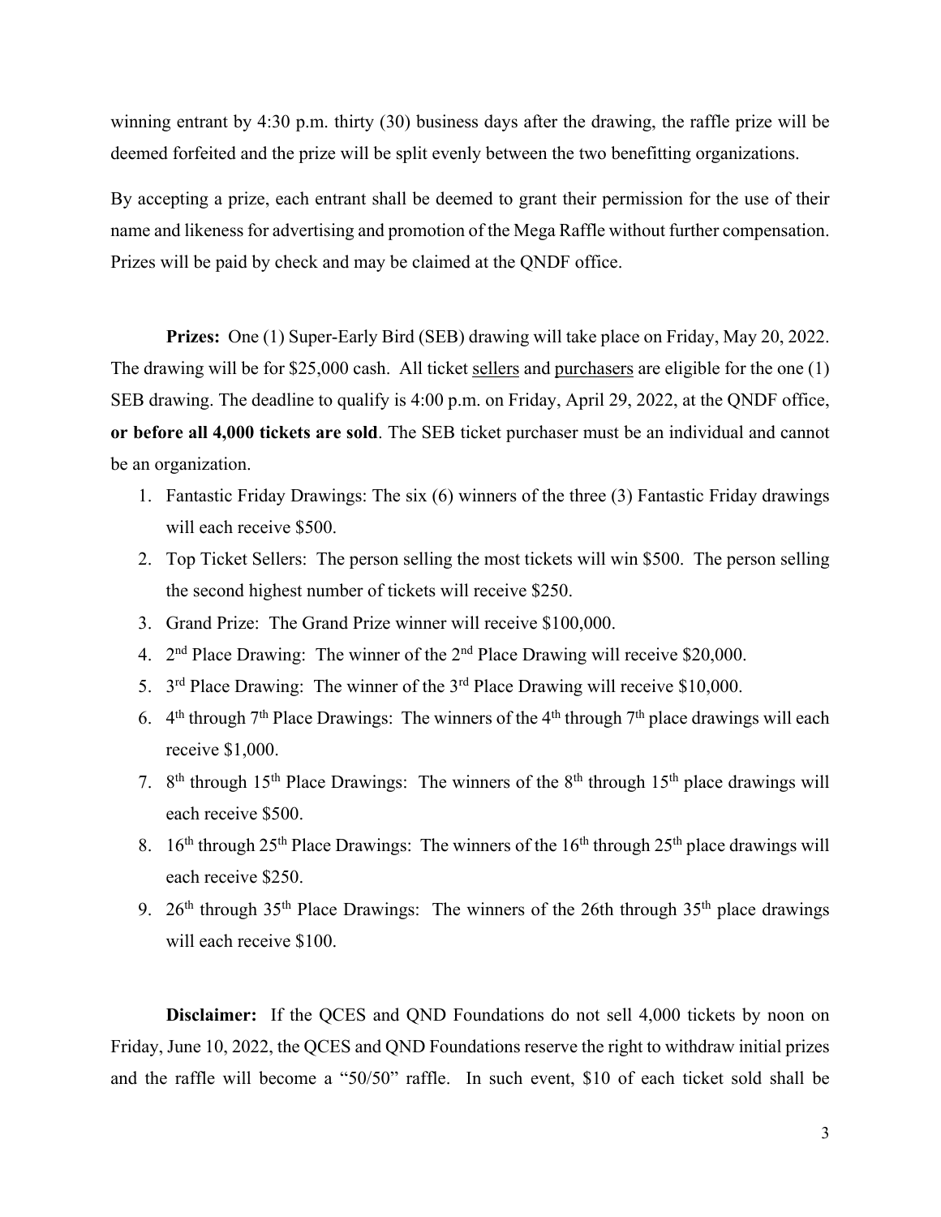winning entrant by 4:30 p.m. thirty (30) business days after the drawing, the raffle prize will be deemed forfeited and the prize will be split evenly between the two benefitting organizations.

By accepting a prize, each entrant shall be deemed to grant their permission for the use of their name and likeness for advertising and promotion of the Mega Raffle without further compensation. Prizes will be paid by check and may be claimed at the QNDF office.

**Prizes:** One (1) Super-Early Bird (SEB) drawing will take place on Friday, May 20, 2022. The drawing will be for $25,000 cash. All ticket <u>sellers</u> and <u>purchasers</u> are eligible for the one (1) SEB drawing. The deadline to qualify is 4:00 p.m. on Friday, April 29, 2022, at the QNDF office, **or before all 4,000 tickets are sold**. The SEB ticket purchaser must be an individual and cannot be an organization.

1. Fantastic Friday Drawings: The six (6) winners of the three (3) Fantastic Friday drawings will each receive $500.
2. Top Ticket Sellers: The person selling the most tickets will win $500. The person selling the second highest number of tickets will receive $250.
3. Grand Prize: The Grand Prize winner will receive $100,000.
4. 2nd Place Drawing: The winner of the 2nd Place Drawing will receive $20,000.
5. 3rd Place Drawing: The winner of the 3rd Place Drawing will receive $10,000.
6. 4th through 7th Place Drawings: The winners of the 4th through 7th place drawings will each receive $1,000.
7. 8th through 15th Place Drawings: The winners of the 8th through 15th place drawings will each receive $500.
8. 16th through 25th Place Drawings: The winners of the 16th through 25th place drawings will each receive $250.
9. 26th through 35th Place Drawings: The winners of the 26th through 35th place drawings will each receive $100.

**Disclaimer:** If the QCES and QND Foundations do not sell 4,000 tickets by noon on Friday, June 10, 2022, the QCES and QND Foundations reserve the right to withdraw initial prizes and the raffle will become a "50/50" raffle. In such event, $10 of each ticket sold shall be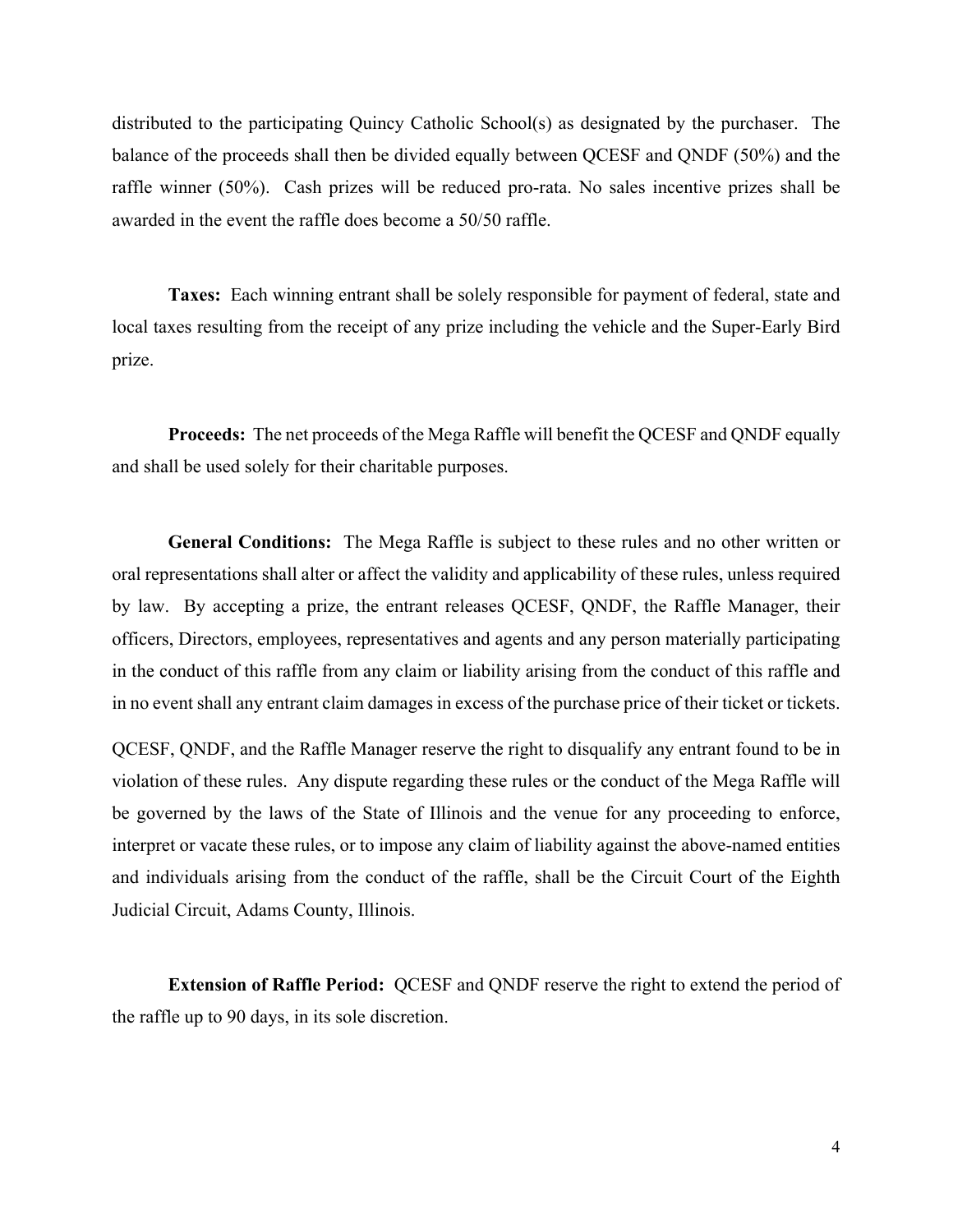distributed to the participating Quincy Catholic School(s) as designated by the purchaser. The balance of the proceeds shall then be divided equally between QCESF and QNDF (50%) and the raffle winner (50%). Cash prizes will be reduced pro-rata. No sales incentive prizes shall be awarded in the event the raffle does become a 50/50 raffle.

**Taxes:** Each winning entrant shall be solely responsible for payment of federal, state and local taxes resulting from the receipt of any prize including the vehicle and the Super-Early Bird prize.

**Proceeds:** The net proceeds of the Mega Raffle will benefit the QCESF and QNDF equally and shall be used solely for their charitable purposes.

**General Conditions:** The Mega Raffle is subject to these rules and no other written or oral representations shall alter or affect the validity and applicability of these rules, unless required by law. By accepting a prize, the entrant releases QCESF, QNDF, the Raffle Manager, their officers, Directors, employees, representatives and agents and any person materially participating in the conduct of this raffle from any claim or liability arising from the conduct of this raffle and in no event shall any entrant claim damages in excess of the purchase price of their ticket or tickets.

QCESF, QNDF, and the Raffle Manager reserve the right to disqualify any entrant found to be in violation of these rules. Any dispute regarding these rules or the conduct of the Mega Raffle will be governed by the laws of the State of Illinois and the venue for any proceeding to enforce, interpret or vacate these rules, or to impose any claim of liability against the above-named entities and individuals arising from the conduct of the raffle, shall be the Circuit Court of the Eighth Judicial Circuit, Adams County, Illinois.

**Extension of Raffle Period:** QCESF and QNDF reserve the right to extend the period of the raffle up to 90 days, in its sole discretion.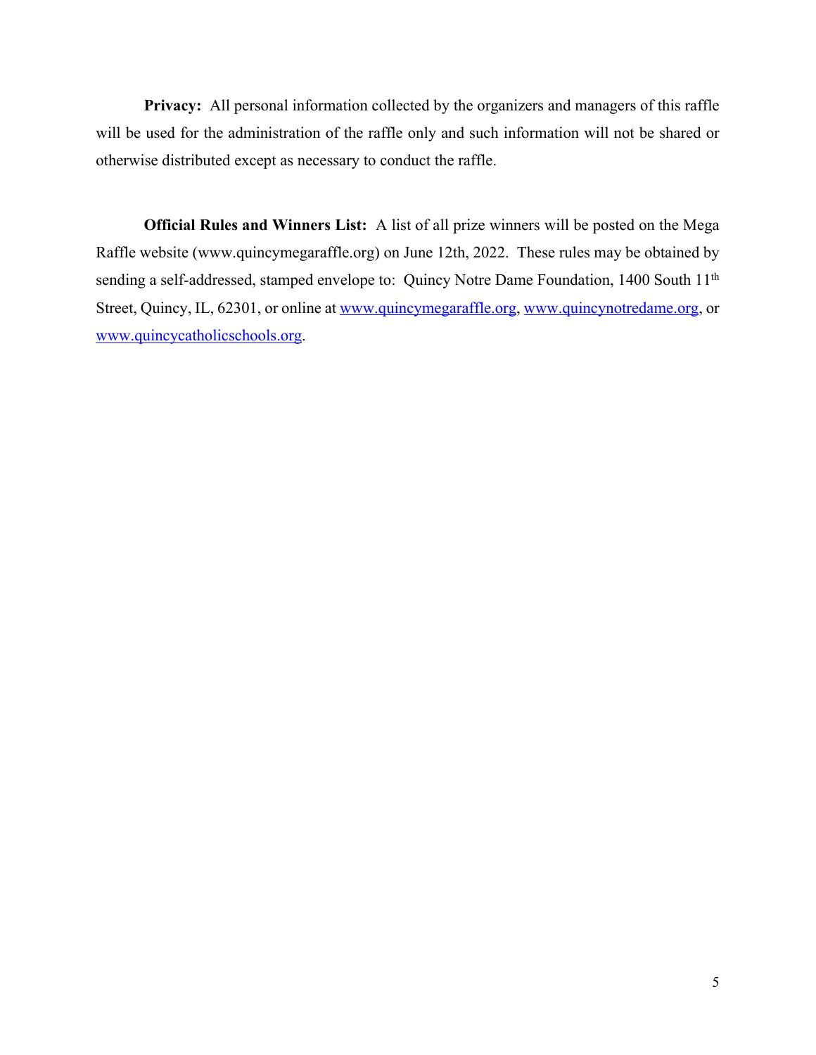**Privacy:** All personal information collected by the organizers and managers of this raffle will be used for the administration of the raffle only and such information will not be shared or otherwise distributed except as necessary to conduct the raffle.

**Official Rules and Winners List:** A list of all prize winners will be posted on the Mega Raffle website (www.quincymegaraffle.org) on June 12th, 2022. These rules may be obtained by sending a self-addressed, stamped envelope to: Quincy Notre Dame Foundation, 1400 South 11th Street, Quincy, IL, 62301, or online at www.quincymegaraffle.org, www.quincynotredame.org, or www.quincycatholicschools.org.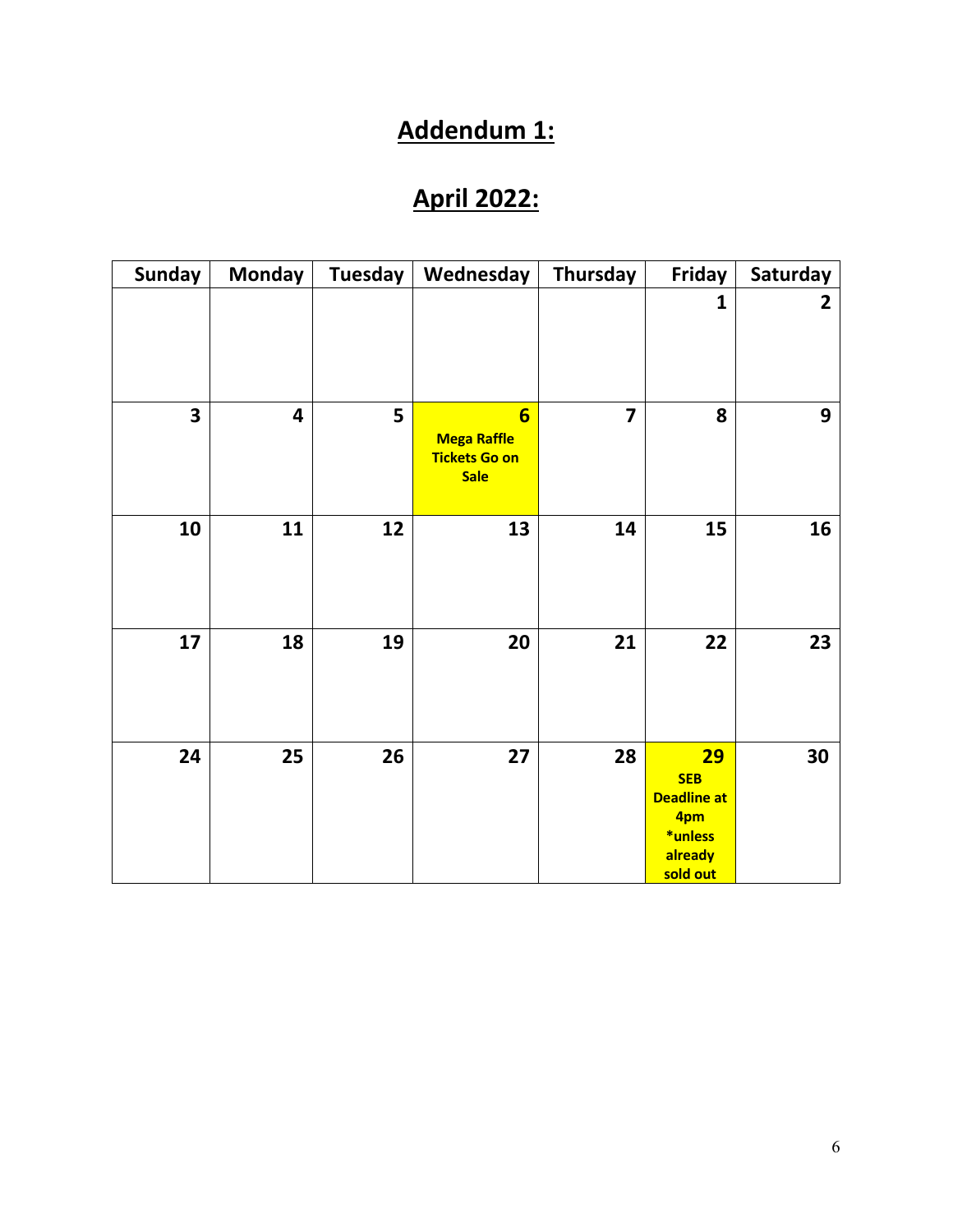# **Addendum 1:**

## **April 2022:**

| Sunday | Monday | Tuesday | Wednesday | Thursday | Friday | Saturday |
|---|---|---|---|---|---|---|
| | | | | | **1** | **2** |
| **3** | **4** | **5** | **6** **Mega Raffle Tickets Go on Sale** | **7** | **8** | **9** |
| **10** | **11** | **12** | **13** | **14** | **15** | **16** |
| **17** | **18** | **19** | **20** | **21** | **22** | **23** |
| **24** | **25** | **26** | **27** | **28** | **29** **SEB Deadline at 4pm *unless already sold out** | **30** |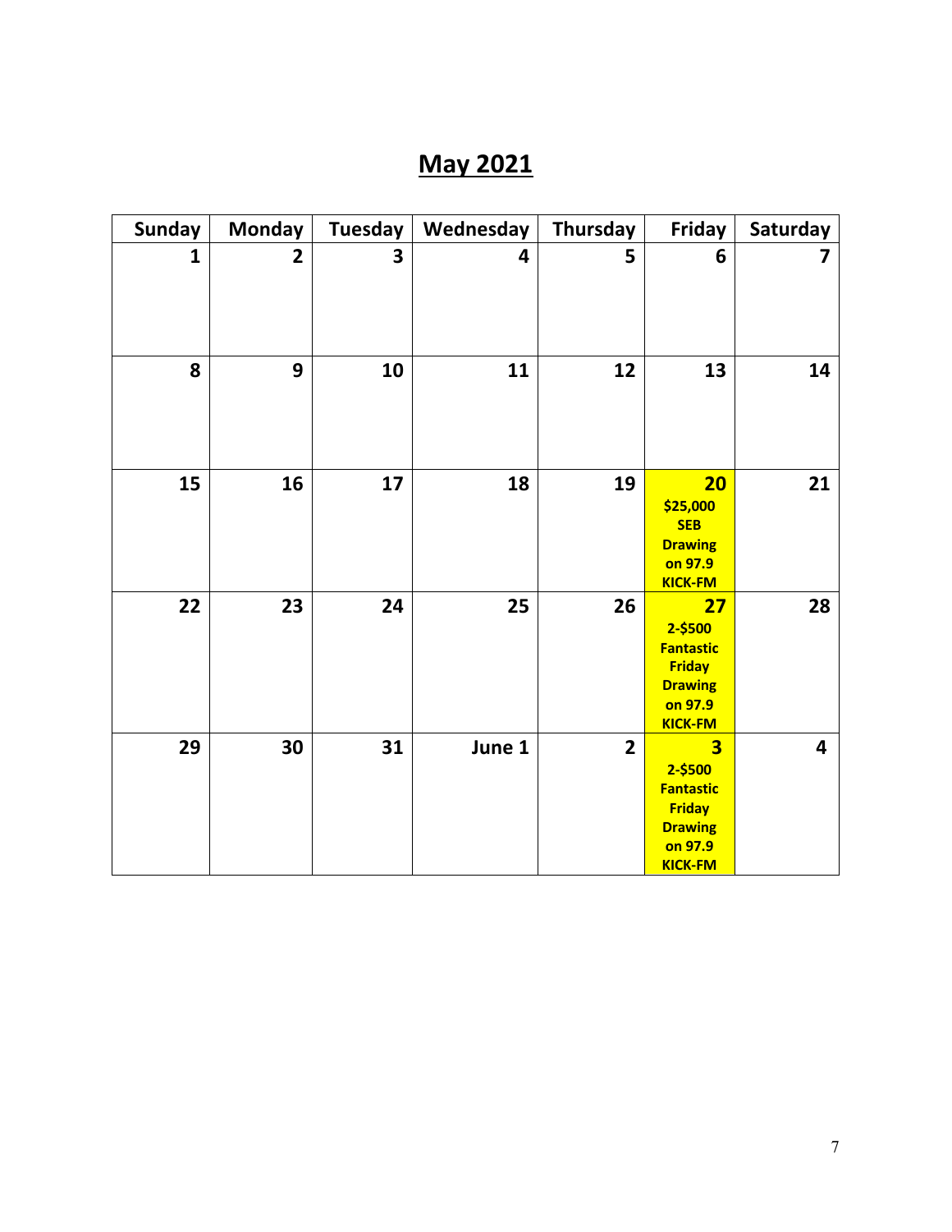# May 2021

| Sunday | Monday | Tuesday | Wednesday | Thursday | Friday | Saturday |
|---|---|---|---|---|---|---|
| 1 | 2 | 3 | 4 | 5 | 6 | 7 |
| 8 | 9 | 10 | 11 | 12 | 13 | 14 |
| 15 | 16 | 17 | 18 | 19 | **20** $25,000 SEB Drawing on 97.9 KICK-FM | 21 |
| 22 | 23 | 24 | 25 | 26 | **27** 2-$500 Fantastic Friday Drawing on 97.9 KICK-FM | 28 |
| 29 | 30 | 31 | June 1 | 2 | **3** 2-$500 Fantastic Friday Drawing on 97.9 KICK-FM | 4 |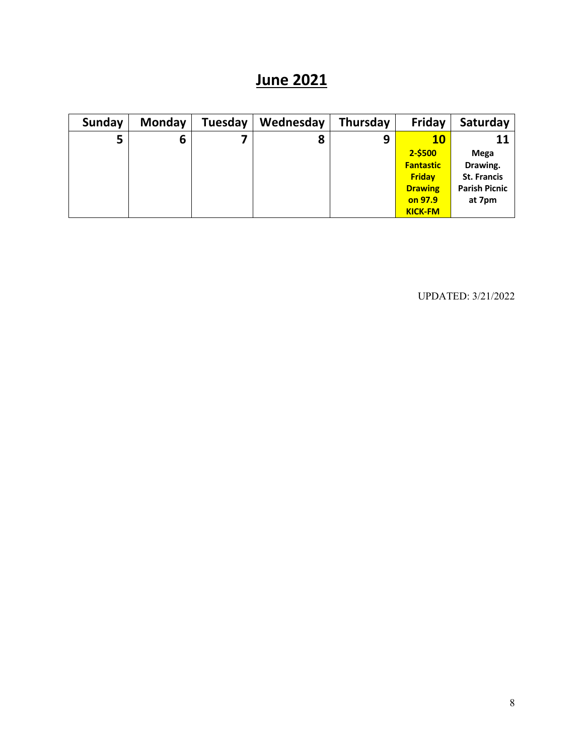# June 2021

| Sunday | Monday | Tuesday | Wednesday | Thursday | Friday | Saturday |
|---|---|---|---|---|---|---|
| **5** | **6** | **7** | **8** | **9** | **10** **2-$500 Fantastic Friday Drawing on 97.9 KICK-FM** | **11** **Mega Drawing. St. Francis Parish Picnic at 7pm** |

UPDATED: 3/21/2022